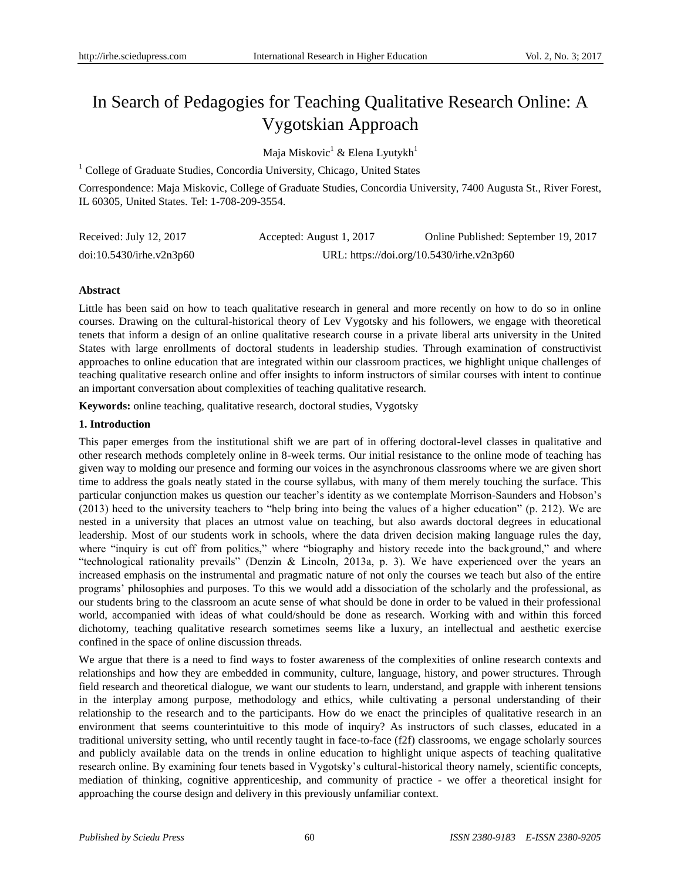# In Search of Pedagogies for Teaching Qualitative Research Online: A Vygotskian Approach

Maja Miskovic[1] & Elena Lyutykh[1]

[1] College of Graduate Studies, Concordia University, Chicago, United States

Correspondence: Maja Miskovic, College of Graduate Studies, Concordia University, 7400 Augusta St., River Forest, IL 60305, United States. Tel: 1-708-209-3554.

Received: July 12, 2017 Accepted: August 1, 2017 Online Published: September 19, 2017

doi:10.5430/irhe.v2n3p60 URL: https://doi.org/10.5430/irhe.v2n3p60

**Abstract**

Little has been said on how to teach qualitative research in general and more recently on how to do so in online courses. Drawing on the cultural-historical theory of Lev Vygotsky and his followers, we engage with theoretical tenets that inform a design of an online qualitative research course in a private liberal arts university in the United States with large enrollments of doctoral students in leadership studies. Through examination of constructivist approaches to online education that are integrated within our classroom practices, we highlight unique challenges of teaching qualitative research online and offer insights to inform instructors of similar courses with intent to continue an important conversation about complexities of teaching qualitative research.

**Keywords:** online teaching, qualitative research, doctoral studies, Vygotsky

## 1. Introduction

This paper emerges from the institutional shift we are part of in offering doctoral-level classes in qualitative and other research methods completely online in 8-week terms. Our initial resistance to the online mode of teaching has given way to molding our presence and forming our voices in the asynchronous classrooms where we are given short time to address the goals neatly stated in the course syllabus, with many of them merely touching the surface. This particular conjunction makes us question our teacher's identity as we contemplate Morrison-Saunders and Hobson's (2013) heed to the university teachers to "help bring into being the values of a higher education" (p. 212). We are nested in a university that places an utmost value on teaching, but also awards doctoral degrees in educational leadership. Most of our students work in schools, where the data driven decision making language rules the day, where "inquiry is cut off from politics," where "biography and history recede into the background," and where "technological rationality prevails" (Denzin & Lincoln, 2013a, p. 3). We have experienced over the years an increased emphasis on the instrumental and pragmatic nature of not only the courses we teach but also of the entire programs' philosophies and purposes. To this we would add a dissociation of the scholarly and the professional, as our students bring to the classroom an acute sense of what should be done in order to be valued in their professional world, accompanied with ideas of what could/should be done as research. Working with and within this forced dichotomy, teaching qualitative research sometimes seems like a luxury, an intellectual and aesthetic exercise confined in the space of online discussion threads.

We argue that there is a need to find ways to foster awareness of the complexities of online research contexts and relationships and how they are embedded in community, culture, language, history, and power structures. Through field research and theoretical dialogue, we want our students to learn, understand, and grapple with inherent tensions in the interplay among purpose, methodology and ethics, while cultivating a personal understanding of their relationship to the research and to the participants. How do we enact the principles of qualitative research in an environment that seems counterintuitive to this mode of inquiry? As instructors of such classes, educated in a traditional university setting, who until recently taught in face-to-face (f2f) classrooms, we engage scholarly sources and publicly available data on the trends in online education to highlight unique aspects of teaching qualitative research online. By examining four tenets based in Vygotsky's cultural-historical theory namely, scientific concepts, mediation of thinking, cognitive apprenticeship, and community of practice - we offer a theoretical insight for approaching the course design and delivery in this previously unfamiliar context.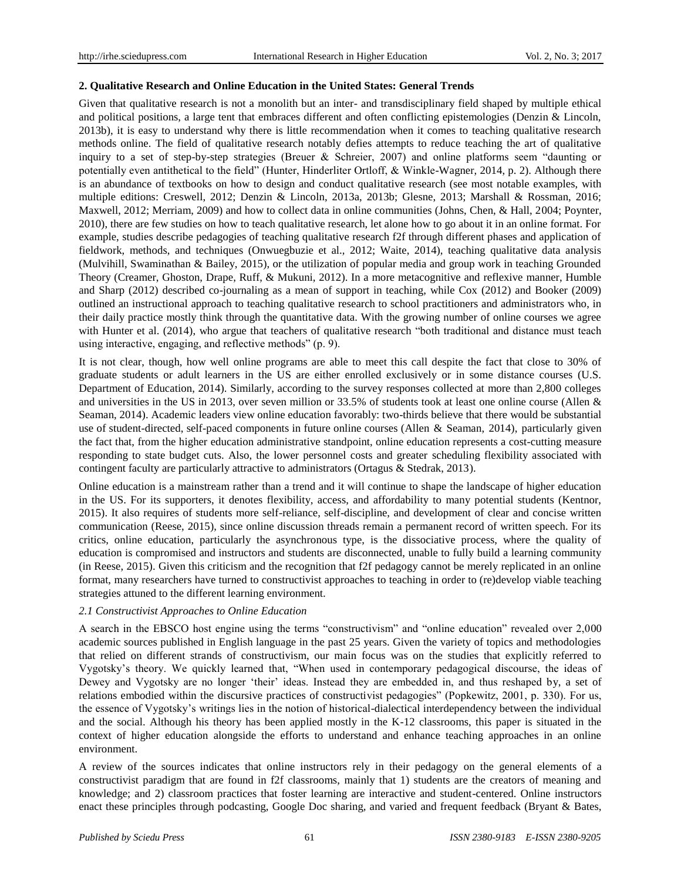## 2. Qualitative Research and Online Education in the United States: General Trends

Given that qualitative research is not a monolith but an inter- and transdisciplinary field shaped by multiple ethical and political positions, a large tent that embraces different and often conflicting epistemologies (Denzin & Lincoln, 2013b), it is easy to understand why there is little recommendation when it comes to teaching qualitative research methods online. The field of qualitative research notably defies attempts to reduce teaching the art of qualitative inquiry to a set of step-by-step strategies (Breuer & Schreier, 2007) and online platforms seem "daunting or potentially even antithetical to the field" (Hunter, Hinderliter Ortloff, & Winkle-Wagner, 2014, p. 2). Although there is an abundance of textbooks on how to design and conduct qualitative research (see most notable examples, with multiple editions: Creswell, 2012; Denzin & Lincoln, 2013a, 2013b; Glesne, 2013; Marshall & Rossman, 2016; Maxwell, 2012; Merriam, 2009) and how to collect data in online communities (Johns, Chen, & Hall, 2004; Poynter, 2010), there are few studies on how to teach qualitative research, let alone how to go about it in an online format. For example, studies describe pedagogies of teaching qualitative research f2f through different phases and application of fieldwork, methods, and techniques (Onwuegbuzie et al., 2012; Waite, 2014), teaching qualitative data analysis (Mulvihill, Swaminathan & Bailey, 2015), or the utilization of popular media and group work in teaching Grounded Theory (Creamer, Ghoston, Drape, Ruff, & Mukuni, 2012). In a more metacognitive and reflexive manner, Humble and Sharp (2012) described co-journaling as a mean of support in teaching, while Cox (2012) and Booker (2009) outlined an instructional approach to teaching qualitative research to school practitioners and administrators who, in their daily practice mostly think through the quantitative data. With the growing number of online courses we agree with Hunter et al. (2014), who argue that teachers of qualitative research "both traditional and distance must teach using interactive, engaging, and reflective methods" (p. 9).

It is not clear, though, how well online programs are able to meet this call despite the fact that close to 30% of graduate students or adult learners in the US are either enrolled exclusively or in some distance courses (U.S. Department of Education, 2014). Similarly, according to the survey responses collected at more than 2,800 colleges and universities in the US in 2013, over seven million or 33.5% of students took at least one online course (Allen & Seaman, 2014). Academic leaders view online education favorably: two-thirds believe that there would be substantial use of student-directed, self-paced components in future online courses (Allen & Seaman, 2014), particularly given the fact that, from the higher education administrative standpoint, online education represents a cost-cutting measure responding to state budget cuts. Also, the lower personnel costs and greater scheduling flexibility associated with contingent faculty are particularly attractive to administrators (Ortagus & Stedrak, 2013).

Online education is a mainstream rather than a trend and it will continue to shape the landscape of higher education in the US. For its supporters, it denotes flexibility, access, and affordability to many potential students (Kentnor, 2015). It also requires of students more self-reliance, self-discipline, and development of clear and concise written communication (Reese, 2015), since online discussion threads remain a permanent record of written speech. For its critics, online education, particularly the asynchronous type, is the dissociative process, where the quality of education is compromised and instructors and students are disconnected, unable to fully build a learning community (in Reese, 2015). Given this criticism and the recognition that f2f pedagogy cannot be merely replicated in an online format, many researchers have turned to constructivist approaches to teaching in order to (re)develop viable teaching strategies attuned to the different learning environment.

### *2.1 Constructivist Approaches to Online Education*

A search in the EBSCO host engine using the terms "constructivism" and "online education" revealed over 2,000 academic sources published in English language in the past 25 years. Given the variety of topics and methodologies that relied on different strands of constructivism, our main focus was on the studies that explicitly referred to Vygotsky's theory. We quickly learned that, "When used in contemporary pedagogical discourse, the ideas of Dewey and Vygotsky are no longer 'their' ideas. Instead they are embedded in, and thus reshaped by, a set of relations embodied within the discursive practices of constructivist pedagogies" (Popkewitz, 2001, p. 330). For us, the essence of Vygotsky's writings lies in the notion of historical-dialectical interdependency between the individual and the social. Although his theory has been applied mostly in the K-12 classrooms, this paper is situated in the context of higher education alongside the efforts to understand and enhance teaching approaches in an online environment.

A review of the sources indicates that online instructors rely in their pedagogy on the general elements of a constructivist paradigm that are found in f2f classrooms, mainly that 1) students are the creators of meaning and knowledge; and 2) classroom practices that foster learning are interactive and student-centered. Online instructors enact these principles through podcasting, Google Doc sharing, and varied and frequent feedback (Bryant & Bates,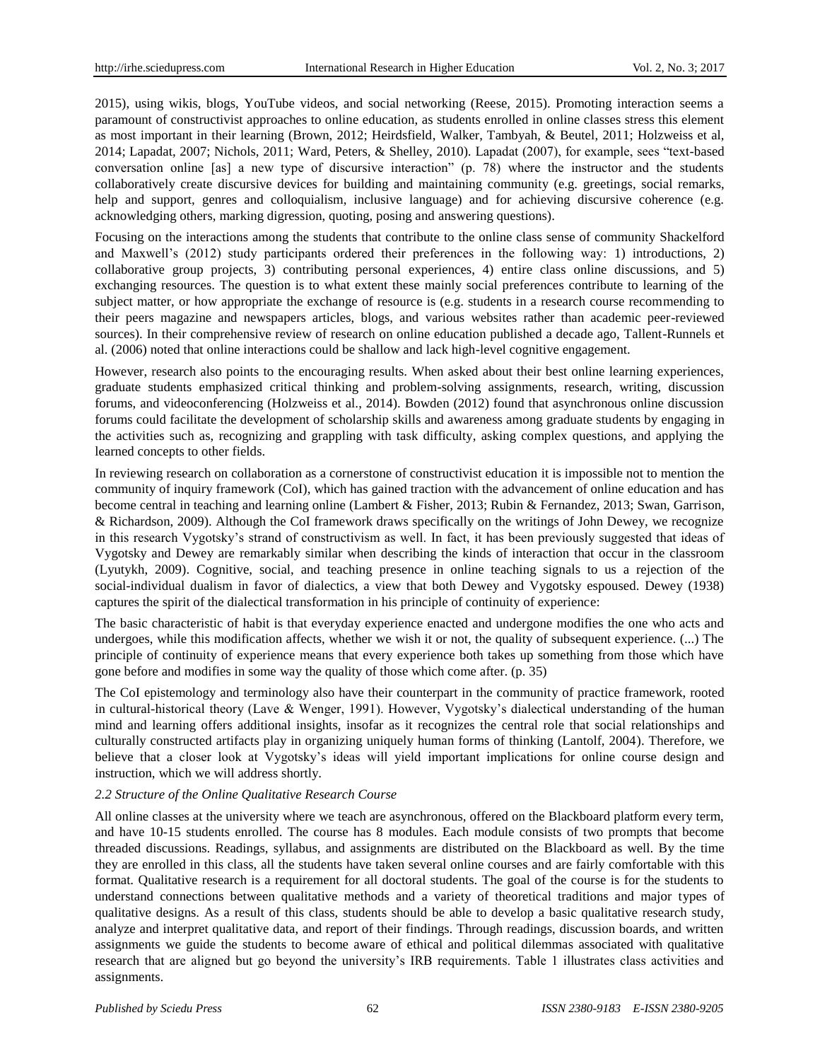2015), using wikis, blogs, YouTube videos, and social networking (Reese, 2015). Promoting interaction seems a paramount of constructivist approaches to online education, as students enrolled in online classes stress this element as most important in their learning (Brown, 2012; Heirdsfield, Walker, Tambyah, & Beutel, 2011; Holzweiss et al, 2014; Lapadat, 2007; Nichols, 2011; Ward, Peters, & Shelley, 2010). Lapadat (2007), for example, sees "text-based conversation online [as] a new type of discursive interaction" (p. 78) where the instructor and the students collaboratively create discursive devices for building and maintaining community (e.g. greetings, social remarks, help and support, genres and colloquialism, inclusive language) and for achieving discursive coherence (e.g. acknowledging others, marking digression, quoting, posing and answering questions).

Focusing on the interactions among the students that contribute to the online class sense of community Shackelford and Maxwell's (2012) study participants ordered their preferences in the following way: 1) introductions, 2) collaborative group projects, 3) contributing personal experiences, 4) entire class online discussions, and 5) exchanging resources. The question is to what extent these mainly social preferences contribute to learning of the subject matter, or how appropriate the exchange of resource is (e.g. students in a research course recommending to their peers magazine and newspapers articles, blogs, and various websites rather than academic peer-reviewed sources). In their comprehensive review of research on online education published a decade ago, Tallent-Runnels et al. (2006) noted that online interactions could be shallow and lack high-level cognitive engagement.

However, research also points to the encouraging results. When asked about their best online learning experiences, graduate students emphasized critical thinking and problem-solving assignments, research, writing, discussion forums, and videoconferencing (Holzweiss et al., 2014). Bowden (2012) found that asynchronous online discussion forums could facilitate the development of scholarship skills and awareness among graduate students by engaging in the activities such as, recognizing and grappling with task difficulty, asking complex questions, and applying the learned concepts to other fields.

In reviewing research on collaboration as a cornerstone of constructivist education it is impossible not to mention the community of inquiry framework (CoI), which has gained traction with the advancement of online education and has become central in teaching and learning online (Lambert & Fisher, 2013; Rubin & Fernandez, 2013; Swan, Garrison, & Richardson, 2009). Although the CoI framework draws specifically on the writings of John Dewey, we recognize in this research Vygotsky's strand of constructivism as well. In fact, it has been previously suggested that ideas of Vygotsky and Dewey are remarkably similar when describing the kinds of interaction that occur in the classroom (Lyutykh, 2009). Cognitive, social, and teaching presence in online teaching signals to us a rejection of the social-individual dualism in favor of dialectics, a view that both Dewey and Vygotsky espoused. Dewey (1938) captures the spirit of the dialectical transformation in his principle of continuity of experience:

The basic characteristic of habit is that everyday experience enacted and undergone modifies the one who acts and undergoes, while this modification affects, whether we wish it or not, the quality of subsequent experience. (...) The principle of continuity of experience means that every experience both takes up something from those which have gone before and modifies in some way the quality of those which come after. (p. 35)

The CoI epistemology and terminology also have their counterpart in the community of practice framework, rooted in cultural-historical theory (Lave & Wenger, 1991). However, Vygotsky's dialectical understanding of the human mind and learning offers additional insights, insofar as it recognizes the central role that social relationships and culturally constructed artifacts play in organizing uniquely human forms of thinking (Lantolf, 2004). Therefore, we believe that a closer look at Vygotsky's ideas will yield important implications for online course design and instruction, which we will address shortly.

### *2.2 Structure of the Online Qualitative Research Course*

All online classes at the university where we teach are asynchronous, offered on the Blackboard platform every term, and have 10-15 students enrolled. The course has 8 modules. Each module consists of two prompts that become threaded discussions. Readings, syllabus, and assignments are distributed on the Blackboard as well. By the time they are enrolled in this class, all the students have taken several online courses and are fairly comfortable with this format. Qualitative research is a requirement for all doctoral students. The goal of the course is for the students to understand connections between qualitative methods and a variety of theoretical traditions and major types of qualitative designs. As a result of this class, students should be able to develop a basic qualitative research study, analyze and interpret qualitative data, and report of their findings. Through readings, discussion boards, and written assignments we guide the students to become aware of ethical and political dilemmas associated with qualitative research that are aligned but go beyond the university's IRB requirements. Table 1 illustrates class activities and assignments.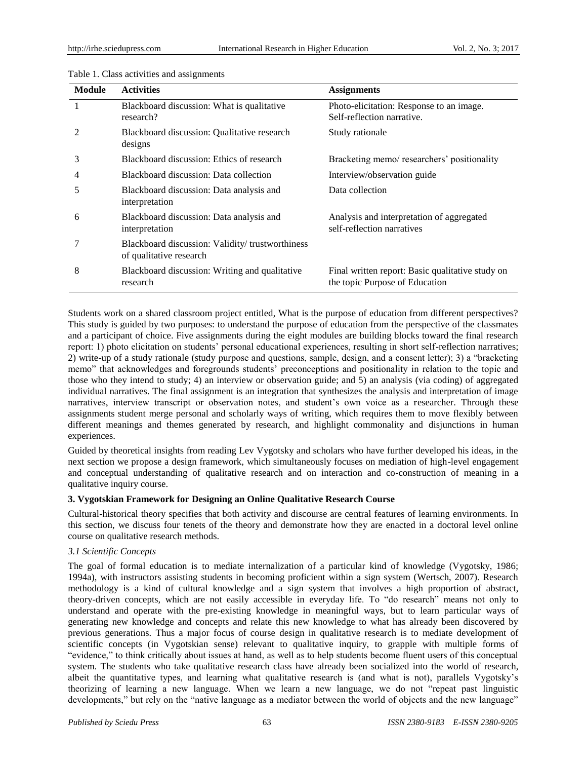Table 1. Class activities and assignments

| Module | Activities | Assignments |
|---|---|---|
| 1 | Blackboard discussion: What is qualitative research? | Photo-elicitation: Response to an image. Self-reflection narrative. |
| 2 | Blackboard discussion: Qualitative research designs | Study rationale |
| 3 | Blackboard discussion: Ethics of research | Bracketing memo/ researchers' positionality |
| 4 | Blackboard discussion: Data collection | Interview/observation guide |
| 5 | Blackboard discussion: Data analysis and interpretation | Data collection |
| 6 | Blackboard discussion: Data analysis and interpretation | Analysis and interpretation of aggregated self-reflection narratives |
| 7 | Blackboard discussion: Validity/ trustworthiness of qualitative research | |
| 8 | Blackboard discussion: Writing and qualitative research | Final written report: Basic qualitative study on the topic Purpose of Education |

Students work on a shared classroom project entitled, What is the purpose of education from different perspectives? This study is guided by two purposes: to understand the purpose of education from the perspective of the classmates and a participant of choice. Five assignments during the eight modules are building blocks toward the final research report: 1) photo elicitation on students' personal educational experiences, resulting in short self-reflection narratives; 2) write-up of a study rationale (study purpose and questions, sample, design, and a consent letter); 3) a "bracketing memo" that acknowledges and foregrounds students' preconceptions and positionality in relation to the topic and those who they intend to study; 4) an interview or observation guide; and 5) an analysis (via coding) of aggregated individual narratives. The final assignment is an integration that synthesizes the analysis and interpretation of image narratives, interview transcript or observation notes, and student's own voice as a researcher. Through these assignments student merge personal and scholarly ways of writing, which requires them to move flexibly between different meanings and themes generated by research, and highlight commonality and disjunctions in human experiences.

Guided by theoretical insights from reading Lev Vygotsky and scholars who have further developed his ideas, in the next section we propose a design framework, which simultaneously focuses on mediation of high-level engagement and conceptual understanding of qualitative research and on interaction and co-construction of meaning in a qualitative inquiry course.

### 3. Vygotskian Framework for Designing an Online Qualitative Research Course

Cultural-historical theory specifies that both activity and discourse are central features of learning environments. In this section, we discuss four tenets of the theory and demonstrate how they are enacted in a doctoral level online course on qualitative research methods.

#### *3.1 Scientific Concepts*

The goal of formal education is to mediate internalization of a particular kind of knowledge (Vygotsky, 1986; 1994a), with instructors assisting students in becoming proficient within a sign system (Wertsch, 2007). Research methodology is a kind of cultural knowledge and a sign system that involves a high proportion of abstract, theory-driven concepts, which are not easily accessible in everyday life. To "do research" means not only to understand and operate with the pre-existing knowledge in meaningful ways, but to learn particular ways of generating new knowledge and concepts and relate this new knowledge to what has already been discovered by previous generations. Thus a major focus of course design in qualitative research is to mediate development of scientific concepts (in Vygotskian sense) relevant to qualitative inquiry, to grapple with multiple forms of "evidence," to think critically about issues at hand, as well as to help students become fluent users of this conceptual system. The students who take qualitative research class have already been socialized into the world of research, albeit the quantitative types, and learning what qualitative research is (and what is not), parallels Vygotsky's theorizing of learning a new language. When we learn a new language, we do not "repeat past linguistic developments," but rely on the "native language as a mediator between the world of objects and the new language"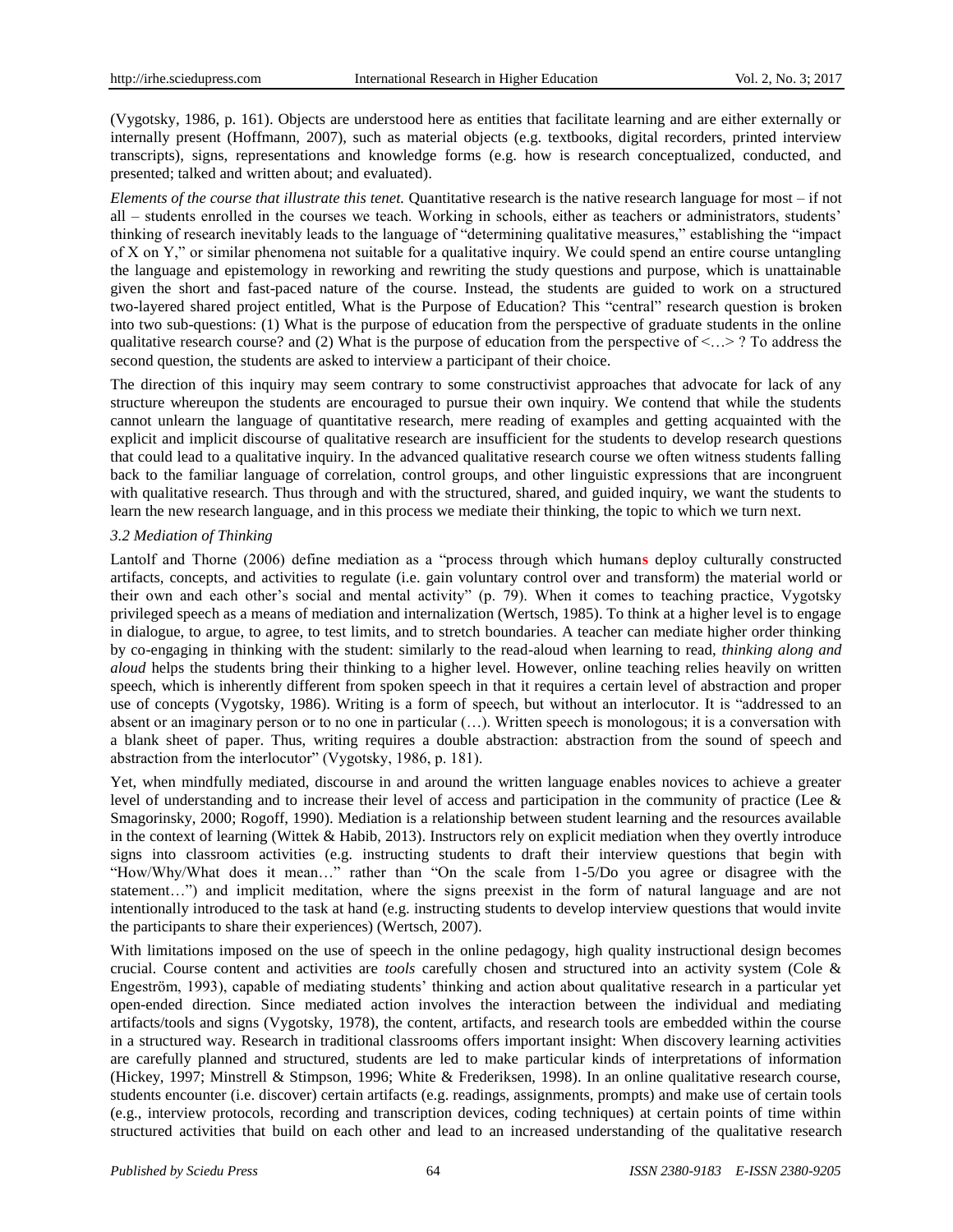(Vygotsky, 1986, p. 161). Objects are understood here as entities that facilitate learning and are either externally or internally present (Hoffmann, 2007), such as material objects (e.g. textbooks, digital recorders, printed interview transcripts), signs, representations and knowledge forms (e.g. how is research conceptualized, conducted, and presented; talked and written about; and evaluated).

*Elements of the course that illustrate this tenet.* Quantitative research is the native research language for most – if not all – students enrolled in the courses we teach. Working in schools, either as teachers or administrators, students' thinking of research inevitably leads to the language of "determining qualitative measures," establishing the "impact of X on Y," or similar phenomena not suitable for a qualitative inquiry. We could spend an entire course untangling the language and epistemology in reworking and rewriting the study questions and purpose, which is unattainable given the short and fast-paced nature of the course. Instead, the students are guided to work on a structured two-layered shared project entitled, What is the Purpose of Education? This "central" research question is broken into two sub-questions: (1) What is the purpose of education from the perspective of graduate students in the online qualitative research course? and (2) What is the purpose of education from the perspective of <…> ? To address the second question, the students are asked to interview a participant of their choice.

The direction of this inquiry may seem contrary to some constructivist approaches that advocate for lack of any structure whereupon the students are encouraged to pursue their own inquiry. We contend that while the students cannot unlearn the language of quantitative research, mere reading of examples and getting acquainted with the explicit and implicit discourse of qualitative research are insufficient for the students to develop research questions that could lead to a qualitative inquiry. In the advanced qualitative research course we often witness students falling back to the familiar language of correlation, control groups, and other linguistic expressions that are incongruent with qualitative research. Thus through and with the structured, shared, and guided inquiry, we want the students to learn the new research language, and in this process we mediate their thinking, the topic to which we turn next.

### *3.2 Mediation of Thinking*

Lantolf and Thorne (2006) define mediation as a "process through which humans deploy culturally constructed artifacts, concepts, and activities to regulate (i.e. gain voluntary control over and transform) the material world or their own and each other's social and mental activity" (p. 79). When it comes to teaching practice, Vygotsky privileged speech as a means of mediation and internalization (Wertsch, 1985). To think at a higher level is to engage in dialogue, to argue, to agree, to test limits, and to stretch boundaries. A teacher can mediate higher order thinking by co-engaging in thinking with the student: similarly to the read-aloud when learning to read, *thinking along and aloud* helps the students bring their thinking to a higher level. However, online teaching relies heavily on written speech, which is inherently different from spoken speech in that it requires a certain level of abstraction and proper use of concepts (Vygotsky, 1986). Writing is a form of speech, but without an interlocutor. It is "addressed to an absent or an imaginary person or to no one in particular (…). Written speech is monologous; it is a conversation with a blank sheet of paper. Thus, writing requires a double abstraction: abstraction from the sound of speech and abstraction from the interlocutor" (Vygotsky, 1986, p. 181).

Yet, when mindfully mediated, discourse in and around the written language enables novices to achieve a greater level of understanding and to increase their level of access and participation in the community of practice (Lee & Smagorinsky, 2000; Rogoff, 1990). Mediation is a relationship between student learning and the resources available in the context of learning (Wittek & Habib, 2013). Instructors rely on explicit mediation when they overtly introduce signs into classroom activities (e.g. instructing students to draft their interview questions that begin with "How/Why/What does it mean…" rather than "On the scale from 1-5/Do you agree or disagree with the statement…") and implicit meditation, where the signs preexist in the form of natural language and are not intentionally introduced to the task at hand (e.g. instructing students to develop interview questions that would invite the participants to share their experiences) (Wertsch, 2007).

With limitations imposed on the use of speech in the online pedagogy, high quality instructional design becomes crucial. Course content and activities are *tools* carefully chosen and structured into an activity system (Cole & Engeström, 1993), capable of mediating students' thinking and action about qualitative research in a particular yet open-ended direction. Since mediated action involves the interaction between the individual and mediating artifacts/tools and signs (Vygotsky, 1978), the content, artifacts, and research tools are embedded within the course in a structured way. Research in traditional classrooms offers important insight: When discovery learning activities are carefully planned and structured, students are led to make particular kinds of interpretations of information (Hickey, 1997; Minstrell & Stimpson, 1996; White & Frederiksen, 1998). In an online qualitative research course, students encounter (i.e. discover) certain artifacts (e.g. readings, assignments, prompts) and make use of certain tools (e.g., interview protocols, recording and transcription devices, coding techniques) at certain points of time within structured activities that build on each other and lead to an increased understanding of the qualitative research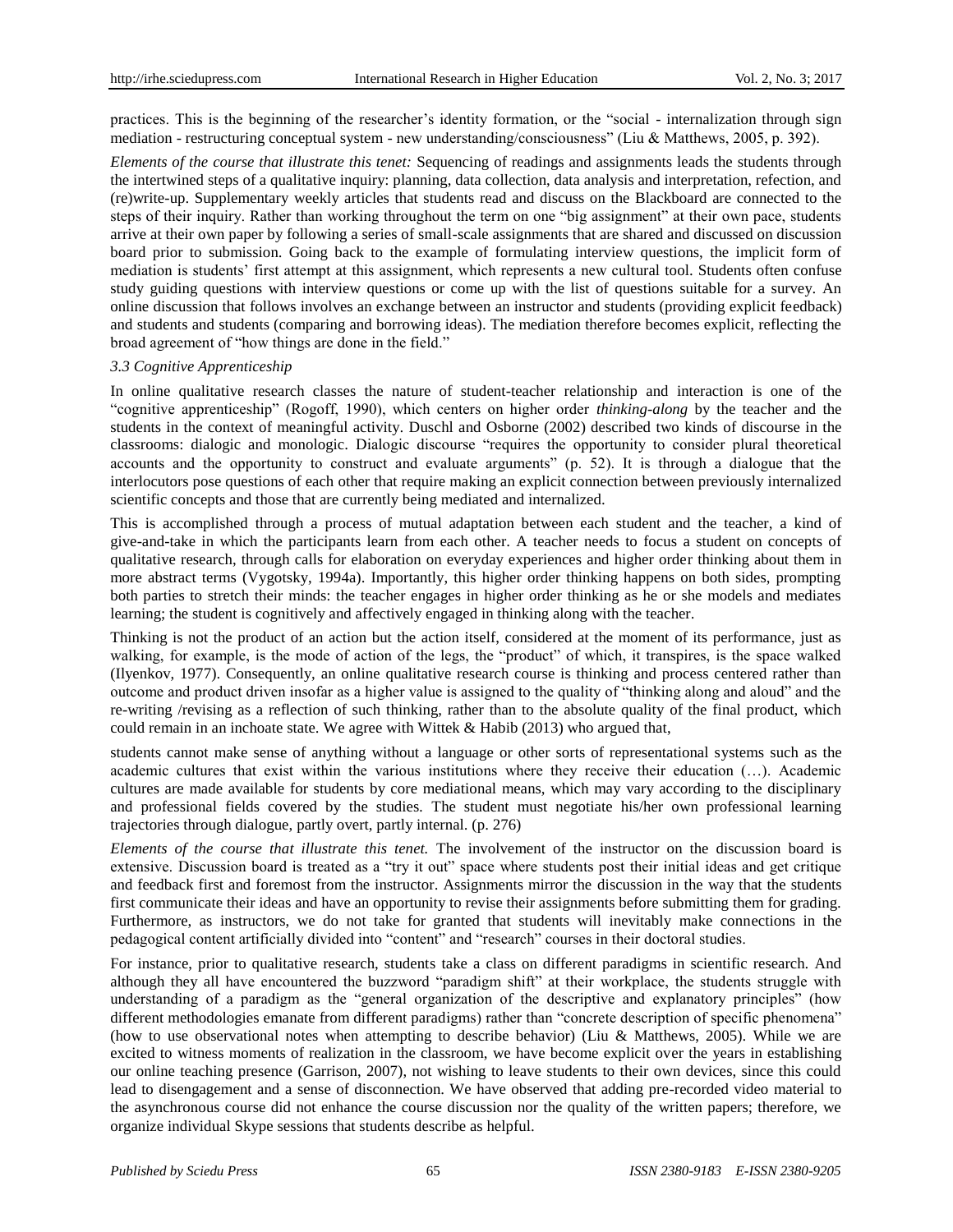practices. This is the beginning of the researcher's identity formation, or the "social - internalization through sign mediation - restructuring conceptual system - new understanding/consciousness" (Liu & Matthews, 2005, p. 392).

*Elements of the course that illustrate this tenet:* Sequencing of readings and assignments leads the students through the intertwined steps of a qualitative inquiry: planning, data collection, data analysis and interpretation, refection, and (re)write-up. Supplementary weekly articles that students read and discuss on the Blackboard are connected to the steps of their inquiry. Rather than working throughout the term on one "big assignment" at their own pace, students arrive at their own paper by following a series of small-scale assignments that are shared and discussed on discussion board prior to submission. Going back to the example of formulating interview questions, the implicit form of mediation is students' first attempt at this assignment, which represents a new cultural tool. Students often confuse study guiding questions with interview questions or come up with the list of questions suitable for a survey. An online discussion that follows involves an exchange between an instructor and students (providing explicit feedback) and students and students (comparing and borrowing ideas). The mediation therefore becomes explicit, reflecting the broad agreement of "how things are done in the field."

### *3.3 Cognitive Apprenticeship*

In online qualitative research classes the nature of student-teacher relationship and interaction is one of the "cognitive apprenticeship" (Rogoff, 1990), which centers on higher order *thinking-along* by the teacher and the students in the context of meaningful activity. Duschl and Osborne (2002) described two kinds of discourse in the classrooms: dialogic and monologic. Dialogic discourse "requires the opportunity to consider plural theoretical accounts and the opportunity to construct and evaluate arguments" (p. 52). It is through a dialogue that the interlocutors pose questions of each other that require making an explicit connection between previously internalized scientific concepts and those that are currently being mediated and internalized.

This is accomplished through a process of mutual adaptation between each student and the teacher, a kind of give-and-take in which the participants learn from each other. A teacher needs to focus a student on concepts of qualitative research, through calls for elaboration on everyday experiences and higher order thinking about them in more abstract terms (Vygotsky, 1994a). Importantly, this higher order thinking happens on both sides, prompting both parties to stretch their minds: the teacher engages in higher order thinking as he or she models and mediates learning; the student is cognitively and affectively engaged in thinking along with the teacher.

Thinking is not the product of an action but the action itself, considered at the moment of its performance, just as walking, for example, is the mode of action of the legs, the "product" of which, it transpires, is the space walked (Ilyenkov, 1977). Consequently, an online qualitative research course is thinking and process centered rather than outcome and product driven insofar as a higher value is assigned to the quality of "thinking along and aloud" and the re-writing /revising as a reflection of such thinking, rather than to the absolute quality of the final product, which could remain in an inchoate state. We agree with Wittek & Habib (2013) who argued that,

> students cannot make sense of anything without a language or other sorts of representational systems such as the academic cultures that exist within the various institutions where they receive their education (…). Academic cultures are made available for students by core mediational means, which may vary according to the disciplinary and professional fields covered by the studies. The student must negotiate his/her own professional learning trajectories through dialogue, partly overt, partly internal. (p. 276)

*Elements of the course that illustrate this tenet.* The involvement of the instructor on the discussion board is extensive. Discussion board is treated as a "try it out" space where students post their initial ideas and get critique and feedback first and foremost from the instructor. Assignments mirror the discussion in the way that the students first communicate their ideas and have an opportunity to revise their assignments before submitting them for grading. Furthermore, as instructors, we do not take for granted that students will inevitably make connections in the pedagogical content artificially divided into "content" and "research" courses in their doctoral studies.

For instance, prior to qualitative research, students take a class on different paradigms in scientific research. And although they all have encountered the buzzword "paradigm shift" at their workplace, the students struggle with understanding of a paradigm as the "general organization of the descriptive and explanatory principles" (how different methodologies emanate from different paradigms) rather than "concrete description of specific phenomena" (how to use observational notes when attempting to describe behavior) (Liu & Matthews, 2005). While we are excited to witness moments of realization in the classroom, we have become explicit over the years in establishing our online teaching presence (Garrison, 2007), not wishing to leave students to their own devices, since this could lead to disengagement and a sense of disconnection. We have observed that adding pre-recorded video material to the asynchronous course did not enhance the course discussion nor the quality of the written papers; therefore, we organize individual Skype sessions that students describe as helpful.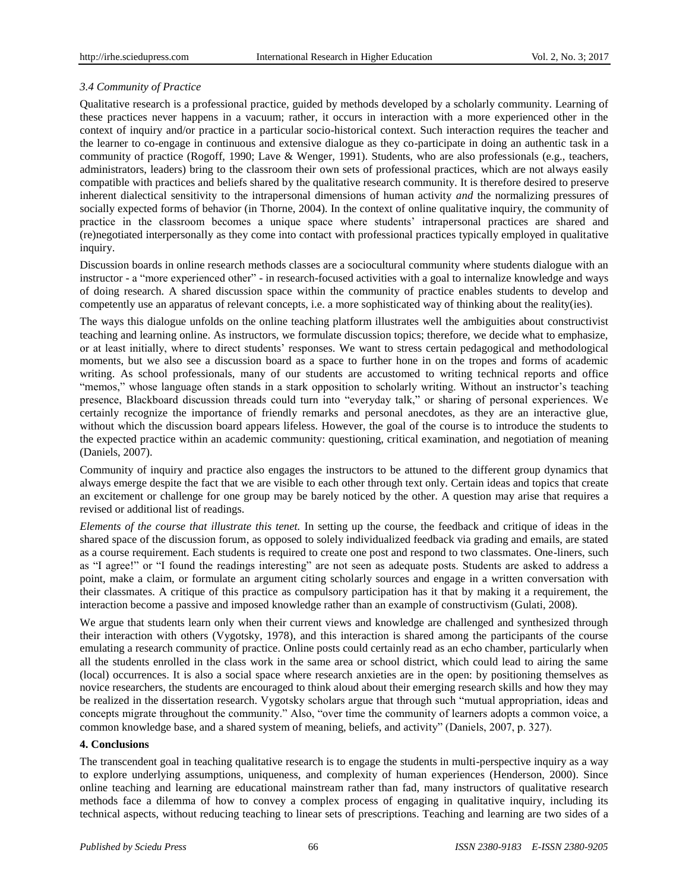### *3.4 Community of Practice*

Qualitative research is a professional practice, guided by methods developed by a scholarly community. Learning of these practices never happens in a vacuum; rather, it occurs in interaction with a more experienced other in the context of inquiry and/or practice in a particular socio-historical context. Such interaction requires the teacher and the learner to co-engage in continuous and extensive dialogue as they co-participate in doing an authentic task in a community of practice (Rogoff, 1990; Lave & Wenger, 1991). Students, who are also professionals (e.g., teachers, administrators, leaders) bring to the classroom their own sets of professional practices, which are not always easily compatible with practices and beliefs shared by the qualitative research community. It is therefore desired to preserve inherent dialectical sensitivity to the intrapersonal dimensions of human activity *and* the normalizing pressures of socially expected forms of behavior (in Thorne, 2004). In the context of online qualitative inquiry, the community of practice in the classroom becomes a unique space where students' intrapersonal practices are shared and (re)negotiated interpersonally as they come into contact with professional practices typically employed in qualitative inquiry.

Discussion boards in online research methods classes are a sociocultural community where students dialogue with an instructor - a "more experienced other" - in research-focused activities with a goal to internalize knowledge and ways of doing research. A shared discussion space within the community of practice enables students to develop and competently use an apparatus of relevant concepts, i.e. a more sophisticated way of thinking about the reality(ies).

The ways this dialogue unfolds on the online teaching platform illustrates well the ambiguities about constructivist teaching and learning online. As instructors, we formulate discussion topics; therefore, we decide what to emphasize, or at least initially, where to direct students' responses. We want to stress certain pedagogical and methodological moments, but we also see a discussion board as a space to further hone in on the tropes and forms of academic writing. As school professionals, many of our students are accustomed to writing technical reports and office "memos," whose language often stands in a stark opposition to scholarly writing. Without an instructor's teaching presence, Blackboard discussion threads could turn into "everyday talk," or sharing of personal experiences. We certainly recognize the importance of friendly remarks and personal anecdotes, as they are an interactive glue, without which the discussion board appears lifeless. However, the goal of the course is to introduce the students to the expected practice within an academic community: questioning, critical examination, and negotiation of meaning (Daniels, 2007).

Community of inquiry and practice also engages the instructors to be attuned to the different group dynamics that always emerge despite the fact that we are visible to each other through text only. Certain ideas and topics that create an excitement or challenge for one group may be barely noticed by the other. A question may arise that requires a revised or additional list of readings.

*Elements of the course that illustrate this tenet.* In setting up the course, the feedback and critique of ideas in the shared space of the discussion forum, as opposed to solely individualized feedback via grading and emails, are stated as a course requirement. Each students is required to create one post and respond to two classmates. One-liners, such as "I agree!" or "I found the readings interesting" are not seen as adequate posts. Students are asked to address a point, make a claim, or formulate an argument citing scholarly sources and engage in a written conversation with their classmates. A critique of this practice as compulsory participation has it that by making it a requirement, the interaction become a passive and imposed knowledge rather than an example of constructivism (Gulati, 2008).

We argue that students learn only when their current views and knowledge are challenged and synthesized through their interaction with others (Vygotsky, 1978), and this interaction is shared among the participants of the course emulating a research community of practice. Online posts could certainly read as an echo chamber, particularly when all the students enrolled in the class work in the same area or school district, which could lead to airing the same (local) occurrences. It is also a social space where research anxieties are in the open: by positioning themselves as novice researchers, the students are encouraged to think aloud about their emerging research skills and how they may be realized in the dissertation research. Vygotsky scholars argue that through such "mutual appropriation, ideas and concepts migrate throughout the community." Also, "over time the community of learners adopts a common voice, a common knowledge base, and a shared system of meaning, beliefs, and activity" (Daniels, 2007, p. 327).

## 4. Conclusions

The transcendent goal in teaching qualitative research is to engage the students in multi-perspective inquiry as a way to explore underlying assumptions, uniqueness, and complexity of human experiences (Henderson, 2000). Since online teaching and learning are educational mainstream rather than fad, many instructors of qualitative research methods face a dilemma of how to convey a complex process of engaging in qualitative inquiry, including its technical aspects, without reducing teaching to linear sets of prescriptions. Teaching and learning are two sides of a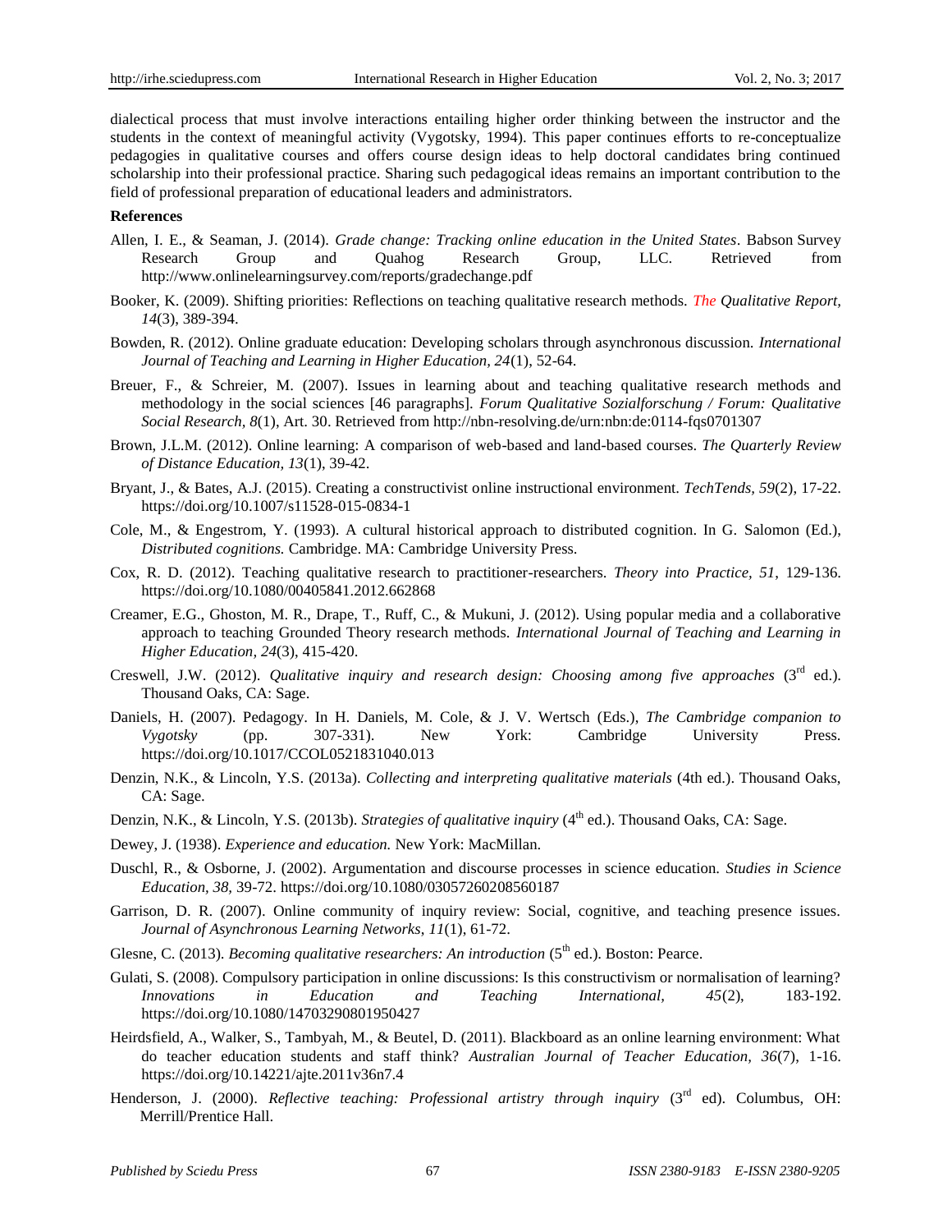dialectical process that must involve interactions entailing higher order thinking between the instructor and the students in the context of meaningful activity (Vygotsky, 1994). This paper continues efforts to re-conceptualize pedagogies in qualitative courses and offers course design ideas to help doctoral candidates bring continued scholarship into their professional practice. Sharing such pedagogical ideas remains an important contribution to the field of professional preparation of educational leaders and administrators.

**References**

Allen, I. E., & Seaman, J. (2014). *Grade change: Tracking online education in the United States*. Babson Survey Research Group and Quahog Research Group, LLC. Retrieved from http://www.onlinelearningsurvey.com/reports/gradechange.pdf

Booker, K. (2009). Shifting priorities: Reflections on teaching qualitative research methods. *The Qualitative Report, 14*(3), 389-394.

Bowden, R. (2012). Online graduate education: Developing scholars through asynchronous discussion. *International Journal of Teaching and Learning in Higher Education, 24*(1), 52-64.

Breuer, F., & Schreier, M. (2007). Issues in learning about and teaching qualitative research methods and methodology in the social sciences [46 paragraphs]. *Forum Qualitative Sozialforschung / Forum: Qualitative Social Research, 8*(1), Art. 30. Retrieved from http://nbn-resolving.de/urn:nbn:de:0114-fqs0701307

Brown, J.L.M. (2012). Online learning: A comparison of web-based and land-based courses. *The Quarterly Review of Distance Education, 13*(1), 39-42.

Bryant, J., & Bates, A.J. (2015). Creating a constructivist online instructional environment. *TechTends, 59*(2), 17-22. https://doi.org/10.1007/s11528-015-0834-1

Cole, M., & Engestrom, Y. (1993). A cultural historical approach to distributed cognition. In G. Salomon (Ed.), *Distributed cognitions.* Cambridge. MA: Cambridge University Press.

Cox, R. D. (2012). Teaching qualitative research to practitioner-researchers. *Theory into Practice, 51*, 129-136. https://doi.org/10.1080/00405841.2012.662868

Creamer, E.G., Ghoston, M. R., Drape, T., Ruff, C., & Mukuni, J. (2012). Using popular media and a collaborative approach to teaching Grounded Theory research methods. *International Journal of Teaching and Learning in Higher Education, 24*(3), 415-420.

Creswell, J.W. (2012). *Qualitative inquiry and research design: Choosing among five approaches* (3rd ed.). Thousand Oaks, CA: Sage.

Daniels, H. (2007). Pedagogy. In H. Daniels, M. Cole, & J. V. Wertsch (Eds.), *The Cambridge companion to Vygotsky* (pp. 307-331). New York: Cambridge University Press. https://doi.org/10.1017/CCOL0521831040.013

Denzin, N.K., & Lincoln, Y.S. (2013a). *Collecting and interpreting qualitative materials* (4th ed.). Thousand Oaks, CA: Sage.

Denzin, N.K., & Lincoln, Y.S. (2013b). *Strategies of qualitative inquiry* (4th ed.). Thousand Oaks, CA: Sage.

Dewey, J. (1938). *Experience and education.* New York: MacMillan.

Duschl, R., & Osborne, J. (2002). Argumentation and discourse processes in science education. *Studies in Science Education, 38,* 39-72. https://doi.org/10.1080/03057260208560187

Garrison, D. R. (2007). Online community of inquiry review: Social, cognitive, and teaching presence issues. *Journal of Asynchronous Learning Networks*, *11*(1), 61-72.

Glesne, C. (2013). *Becoming qualitative researchers: An introduction* (5th ed.). Boston: Pearce.

Gulati, S. (2008). Compulsory participation in online discussions: Is this constructivism or normalisation of learning? *Innovations in Education and Teaching International, 45*(2), 183-192. https://doi.org/10.1080/14703290801950427

Heirdsfield, A., Walker, S., Tambyah, M., & Beutel, D. (2011). Blackboard as an online learning environment: What do teacher education students and staff think? *Australian Journal of Teacher Education, 36*(7), 1-16. https://doi.org/10.14221/ajte.2011v36n7.4

Henderson, J. (2000). *Reflective teaching: Professional artistry through inquiry* (3rd ed). Columbus, OH: Merrill/Prentice Hall.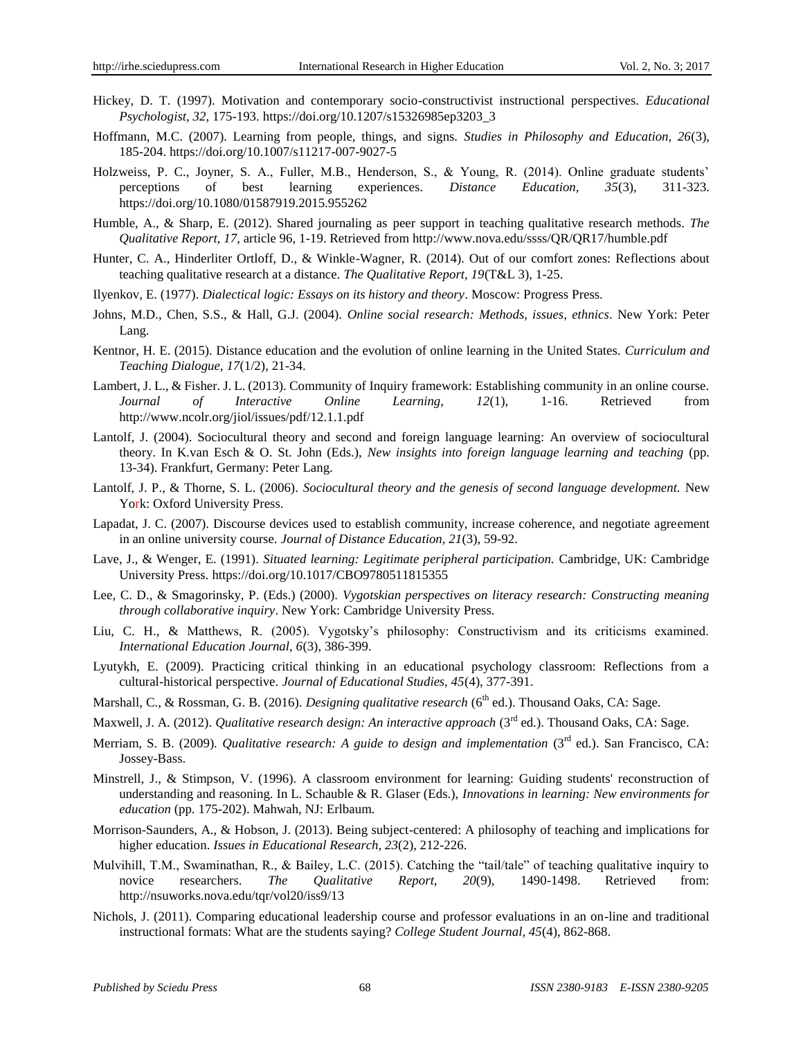Hickey, D. T. (1997). Motivation and contemporary socio-constructivist instructional perspectives. *Educational Psychologist, 32*, 175-193. https://doi.org/10.1207/s15326985ep3203_3

Hoffmann, M.C. (2007). Learning from people, things, and signs. *Studies in Philosophy and Education, 26*(3), 185-204. https://doi.org/10.1007/s11217-007-9027-5

Holzweiss, P. C., Joyner, S. A., Fuller, M.B., Henderson, S., & Young, R. (2014). Online graduate students' perceptions of best learning experiences. *Distance Education, 35*(3), 311-323. https://doi.org/10.1080/01587919.2015.955262

Humble, A., & Sharp, E. (2012). Shared journaling as peer support in teaching qualitative research methods. *The Qualitative Report, 17*, article 96, 1-19. Retrieved from http://www.nova.edu/ssss/QR/QR17/humble.pdf

Hunter, C. A., Hinderliter Ortloff, D., & Winkle-Wagner, R. (2014). Out of our comfort zones: Reflections about teaching qualitative research at a distance. *The Qualitative Report, 19*(T&L 3), 1-25.

Ilyenkov, E. (1977). *Dialectical logic: Essays on its history and theory*. Moscow: Progress Press.

Johns, M.D., Chen, S.S., & Hall, G.J. (2004). *Online social research: Methods, issues, ethnics*. New York: Peter Lang.

Kentnor, H. E. (2015). Distance education and the evolution of online learning in the United States. *Curriculum and Teaching Dialogue, 17*(1/2), 21-34.

Lambert, J. L., & Fisher. J. L. (2013). Community of Inquiry framework: Establishing community in an online course. *Journal of Interactive Online Learning, 12*(1), 1-16. Retrieved from http://www.ncolr.org/jiol/issues/pdf/12.1.1.pdf

Lantolf, J. (2004). Sociocultural theory and second and foreign language learning: An overview of sociocultural theory. In K.van Esch & O. St. John (Eds.), *New insights into foreign language learning and teaching* (pp. 13-34). Frankfurt, Germany: Peter Lang.

Lantolf, J. P., & Thorne, S. L. (2006). *Sociocultural theory and the genesis of second language development.* New York: Oxford University Press.

Lapadat, J. C. (2007). Discourse devices used to establish community, increase coherence, and negotiate agreement in an online university course. *Journal of Distance Education, 21*(3), 59-92.

Lave, J., & Wenger, E. (1991). *Situated learning: Legitimate peripheral participation.* Cambridge, UK: Cambridge University Press. https://doi.org/10.1017/CBO9780511815355

Lee, C. D., & Smagorinsky, P. (Eds.) (2000). *Vygotskian perspectives on literacy research: Constructing meaning through collaborative inquiry*. New York: Cambridge University Press.

Liu, C. H., & Matthews, R. (2005). Vygotsky's philosophy: Constructivism and its criticisms examined. *International Education Journal, 6*(3), 386-399.

Lyutykh, E. (2009). Practicing critical thinking in an educational psychology classroom: Reflections from a cultural-historical perspective. *Journal of Educational Studies, 45*(4), 377-391.

Marshall, C., & Rossman, G. B. (2016). *Designing qualitative research* (6th ed.). Thousand Oaks, CA: Sage.

Maxwell, J. A. (2012). *Qualitative research design: An interactive approach* (3rd ed.). Thousand Oaks, CA: Sage.

Merriam, S. B. (2009). *Qualitative research: A guide to design and implementation* (3rd ed.). San Francisco, CA: Jossey-Bass.

Minstrell, J., & Stimpson, V. (1996). A classroom environment for learning: Guiding students' reconstruction of understanding and reasoning. In L. Schauble & R. Glaser (Eds.), *Innovations in learning: New environments for education* (pp. 175-202). Mahwah, NJ: Erlbaum.

Morrison-Saunders, A., & Hobson, J. (2013). Being subject-centered: A philosophy of teaching and implications for higher education. *Issues in Educational Research, 23*(2), 212-226.

Mulvihill, T.M., Swaminathan, R., & Bailey, L.C. (2015). Catching the "tail/tale" of teaching qualitative inquiry to novice researchers. *The Qualitative Report, 20*(9), 1490-1498. Retrieved from: http://nsuworks.nova.edu/tqr/vol20/iss9/13

Nichols, J. (2011). Comparing educational leadership course and professor evaluations in an on-line and traditional instructional formats: What are the students saying? *College Student Journal, 45*(4), 862-868.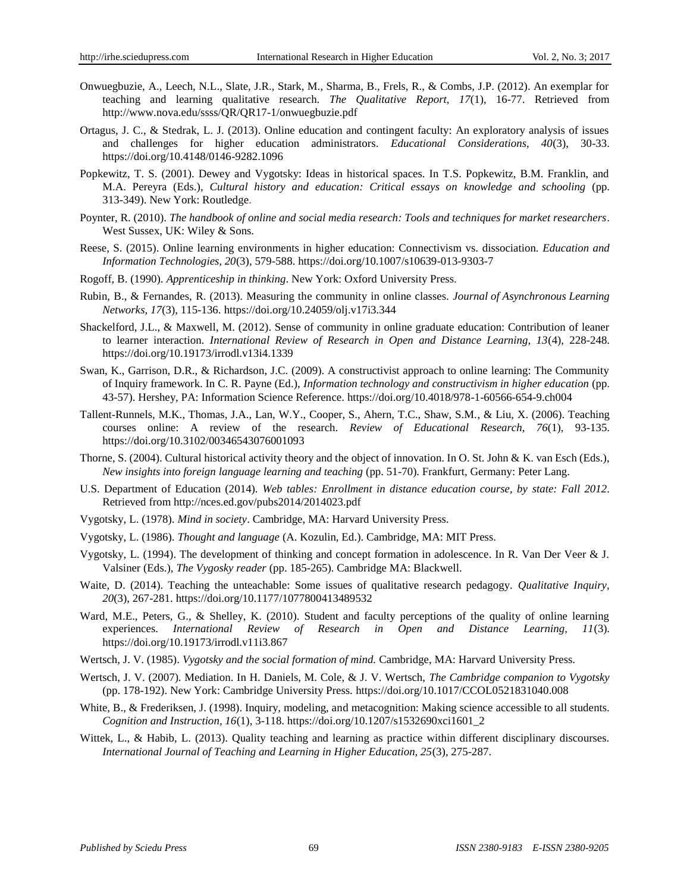Onwuegbuzie, A., Leech, N.L., Slate, J.R., Stark, M., Sharma, B., Frels, R., & Combs, J.P. (2012). An exemplar for teaching and learning qualitative research. *The Qualitative Report, 17*(1), 16-77. Retrieved from http://www.nova.edu/ssss/QR/QR17-1/onwuegbuzie.pdf

Ortagus, J. C., & Stedrak, L. J. (2013). Online education and contingent faculty: An exploratory analysis of issues and challenges for higher education administrators. *Educational Considerations, 40*(3), 30-33. https://doi.org/10.4148/0146-9282.1096

Popkewitz, T. S. (2001). Dewey and Vygotsky: Ideas in historical spaces. In T.S. Popkewitz, B.M. Franklin, and M.A. Pereyra (Eds.), *Cultural history and education: Critical essays on knowledge and schooling* (pp. 313-349). New York: Routledge.

Poynter, R. (2010). *The handbook of online and social media research: Tools and techniques for market researchers*. West Sussex, UK: Wiley & Sons.

Reese, S. (2015). Online learning environments in higher education: Connectivism vs. dissociation. *Education and Information Technologies, 20*(3), 579-588. https://doi.org/10.1007/s10639-013-9303-7

Rogoff, B. (1990). *Apprenticeship in thinking*. New York: Oxford University Press.

Rubin, B., & Fernandes, R. (2013). Measuring the community in online classes. *Journal of Asynchronous Learning Networks, 17*(3), 115-136. https://doi.org/10.24059/olj.v17i3.344

Shackelford, J.L., & Maxwell, M. (2012). Sense of community in online graduate education: Contribution of leaner to learner interaction. *International Review of Research in Open and Distance Learning, 13*(4), 228-248. https://doi.org/10.19173/irrodl.v13i4.1339

Swan, K., Garrison, D.R., & Richardson, J.C. (2009). A constructivist approach to online learning: The Community of Inquiry framework. In C. R. Payne (Ed.), *Information technology and constructivism in higher education* (pp. 43-57). Hershey, PA: Information Science Reference. https://doi.org/10.4018/978-1-60566-654-9.ch004

Tallent-Runnels, M.K., Thomas, J.A., Lan, W.Y., Cooper, S., Ahern, T.C., Shaw, S.M., & Liu, X. (2006). Teaching courses online: A review of the research. *Review of Educational Research, 76*(1), 93-135. https://doi.org/10.3102/00346543076001093

Thorne, S. (2004). Cultural historical activity theory and the object of innovation. In O. St. John & K. van Esch (Eds.), *New insights into foreign language learning and teaching* (pp. 51-70). Frankfurt, Germany: Peter Lang.

U.S. Department of Education (2014). *Web tables: Enrollment in distance education course, by state: Fall 2012*. Retrieved from http://nces.ed.gov/pubs2014/2014023.pdf

Vygotsky, L. (1978). *Mind in society*. Cambridge, MA: Harvard University Press.

Vygotsky, L. (1986). *Thought and language* (A. Kozulin, Ed.). Cambridge, MA: MIT Press.

Vygotsky, L. (1994). The development of thinking and concept formation in adolescence. In R. Van Der Veer & J. Valsiner (Eds.), *The Vygosky reader* (pp. 185-265). Cambridge MA: Blackwell.

Waite, D. (2014). Teaching the unteachable: Some issues of qualitative research pedagogy. *Qualitative Inquiry, 20*(3), 267-281. https://doi.org/10.1177/1077800413489532

Ward, M.E., Peters, G., & Shelley, K. (2010). Student and faculty perceptions of the quality of online learning experiences. *International Review of Research in Open and Distance Learning, 11*(3). https://doi.org/10.19173/irrodl.v11i3.867

Wertsch, J. V. (1985). *Vygotsky and the social formation of mind.* Cambridge, MA: Harvard University Press.

Wertsch, J. V. (2007). Mediation. In H. Daniels, M. Cole, & J. V. Wertsch, *The Cambridge companion to Vygotsky* (pp. 178-192). New York: Cambridge University Press. https://doi.org/10.1017/CCOL0521831040.008

White, B., & Frederiksen, J. (1998). Inquiry, modeling, and metacognition: Making science accessible to all students. *Cognition and Instruction, 16*(1), 3-118. https://doi.org/10.1207/s1532690xci1601_2

Wittek, L., & Habib, L. (2013). Quality teaching and learning as practice within different disciplinary discourses. *International Journal of Teaching and Learning in Higher Education, 25*(3), 275-287.